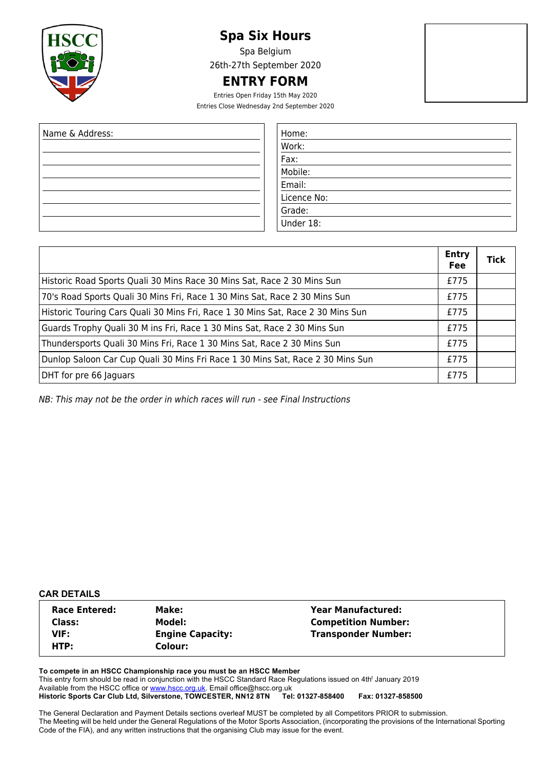# Spa Six Hours

Spa Belgium

26th-27th September 2020

## ENTRY FORM

Entries Open Friday 15th May 2020

Entries Close Wednesday 2nd September 2020

| Name & Address: | |
|---|---|
| | Home: |
| | Work: |
| | Fax: |
| | Mobile: |
| | Email: |
| | Licence No: |
| | Grade: |
| | Under 18: |

| | Entry Fee | Tick |
|---|---|---|
| Historic Road Sports Quali 30 Mins Race 30 Mins Sat, Race 2 30 Mins Sun | £775 | |
| 70's Road Sports Quali 30 Mins Fri, Race 1 30 Mins Sat, Race 2 30 Mins Sun | £775 | |
| Historic Touring Cars Quali 30 Mins Fri, Race 1 30 Mins Sat, Race 2 30 Mins Sun | £775 | |
| Guards Trophy Quali 30 M ins Fri, Race 1 30 Mins Sat, Race 2 30 Mins Sun | £775 | |
| Thundersports Quali 30 Mins Fri, Race 1 30 Mins Sat, Race 2 30 Mins Sun | £775 | |
| Dunlop Saloon Car Cup Quali 30 Mins Fri Race 1 30 Mins Sat, Race 2 30 Mins Sun | £775 | |
| DHT for pre 66 Jaguars | £775 | |

*NB: This may not be the order in which races will run - see Final Instructions*

### CAR DETAILS

| | | |
|---|---|---|
| **Race Entered:** | **Make:** | **Year Manufactured:** |
| **Class:** | **Model:** | **Competition Number:** |
| **VIF:** | **Engine Capacity:** | **Transponder Number:** |
| **HTP:** | **Colour:** | |

**To compete in an HSCC Championship race you must be an HSCC Member**

This entry form should be read in conjunction with the HSCC Standard Race Regulations issued on 4th January 2019

Available from the HSCC office or www.hscc.org.uk. Email office@hscc.org.uk

**Historic Sports Car Club Ltd, Silverstone, TOWCESTER, NN12 8TN Tel: 01327-858400 Fax: 01327-858500**

The General Declaration and Payment Details sections overleaf MUST be completed by all Competitors PRIOR to submission.

The Meeting will be held under the General Regulations of the Motor Sports Association, (incorporating the provisions of the International Sporting Code of the FIA), and any written instructions that the organising Club may issue for the event.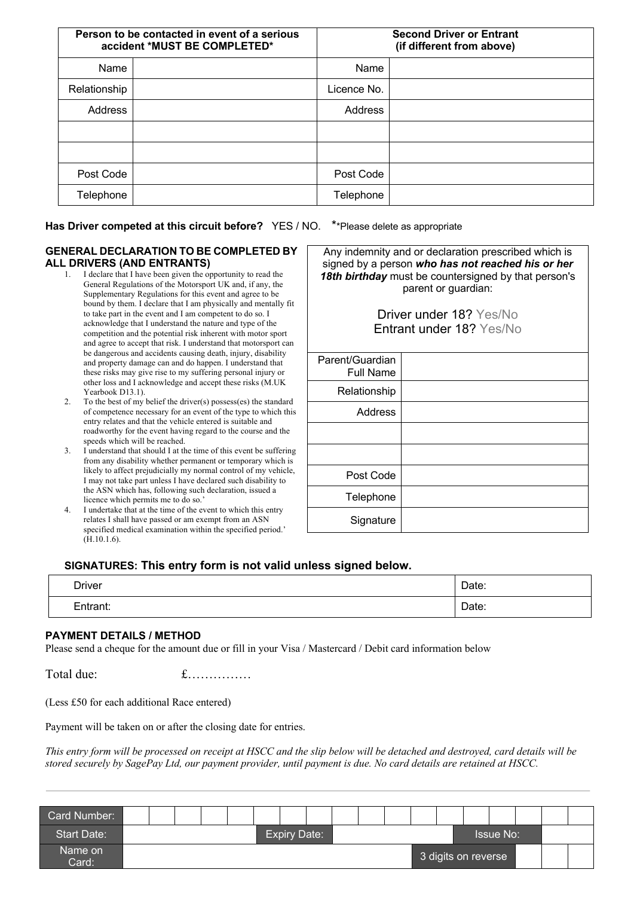| Person to be contacted in event of a serious accident *MUST BE COMPLETED* | | Second Driver or Entrant (if different from above) | |
|---|---|---|---|
| Name | | Name | |
| Relationship | | Licence No. | |
| Address | | Address | |
| | | | |
| | | | |
| Post Code | | Post Code | |
| Telephone | | Telephone | |

**Has Driver competed at this circuit before?** YES / NO. **\***Please delete as appropriate

### GENERAL DECLARATION TO BE COMPLETED BY ALL DRIVERS (AND ENTRANTS)

1. I declare that I have been given the opportunity to read the General Regulations of the Motorsport UK and, if any, the Supplementary Regulations for this event and agree to be bound by them. I declare that I am physically and mentally fit to take part in the event and I am competent to do so. I acknowledge that I understand the nature and type of the competition and the potential risk inherent with motor sport and agree to accept that risk. I understand that motorsport can be dangerous and accidents causing death, injury, disability and property damage can and do happen. I understand that these risks may give rise to my suffering personal injury or other loss and I acknowledge and accept these risks (M.UK Yearbook D13.1).
2. To the best of my belief the driver(s) possess(es) the standard of competence necessary for an event of the type to which this entry relates and that the vehicle entered is suitable and roadworthy for the event having regard to the course and the speeds which will be reached.
3. I understand that should I at the time of this event be suffering from any disability whether permanent or temporary which is likely to affect prejudicially my normal control of my vehicle, I may not take part unless I have declared such disability to the ASN which has, following such declaration, issued a licence which permits me to do so.'
4. I undertake that at the time of the event to which this entry relates I shall have passed or am exempt from an ASN specified medical examination within the specified period.' (H.10.1.6).

Any indemnity and or declaration prescribed which is signed by a person ***who has not reached his or her 18th birthday*** must be countersigned by that person's parent or guardian:

Driver under 18? Yes/No
Entrant under 18? Yes/No

| | |
|---|---|
| Parent/Guardian Full Name | |
| Relationship | |
| Address | |
| | |
| | |
| Post Code | |
| Telephone | |
| Signature | |

### SIGNATURES: This entry form is not valid unless signed below.

| | |
|---|---|
| Driver | Date: |
| Entrant: | Date: |

### PAYMENT DETAILS / METHOD

Please send a cheque for the amount due or fill in your Visa / Mastercard / Debit card information below

Total due: £……………

(Less £50 for each additional Race entered)

Payment will be taken on or after the closing date for entries.

*This entry form will be processed on receipt at HSCC and the slip below will be detached and destroyed, card details will be stored securely by SagePay Ltd, our payment provider, until payment is due. No card details are retained at HSCC.*

---

| Card Number: | | | | | | | | | | | | | | | | | | |
|---|---|---|---|---|---|---|---|---|---|---|---|---|---|---|---|---|---|---|
| Start Date: | | | | | Expiry Date: | | | | | | | | | Issue No: | | | | |
| Name on Card: | | | | | | | | | | | | | | 3 digits on reverse | | | | |